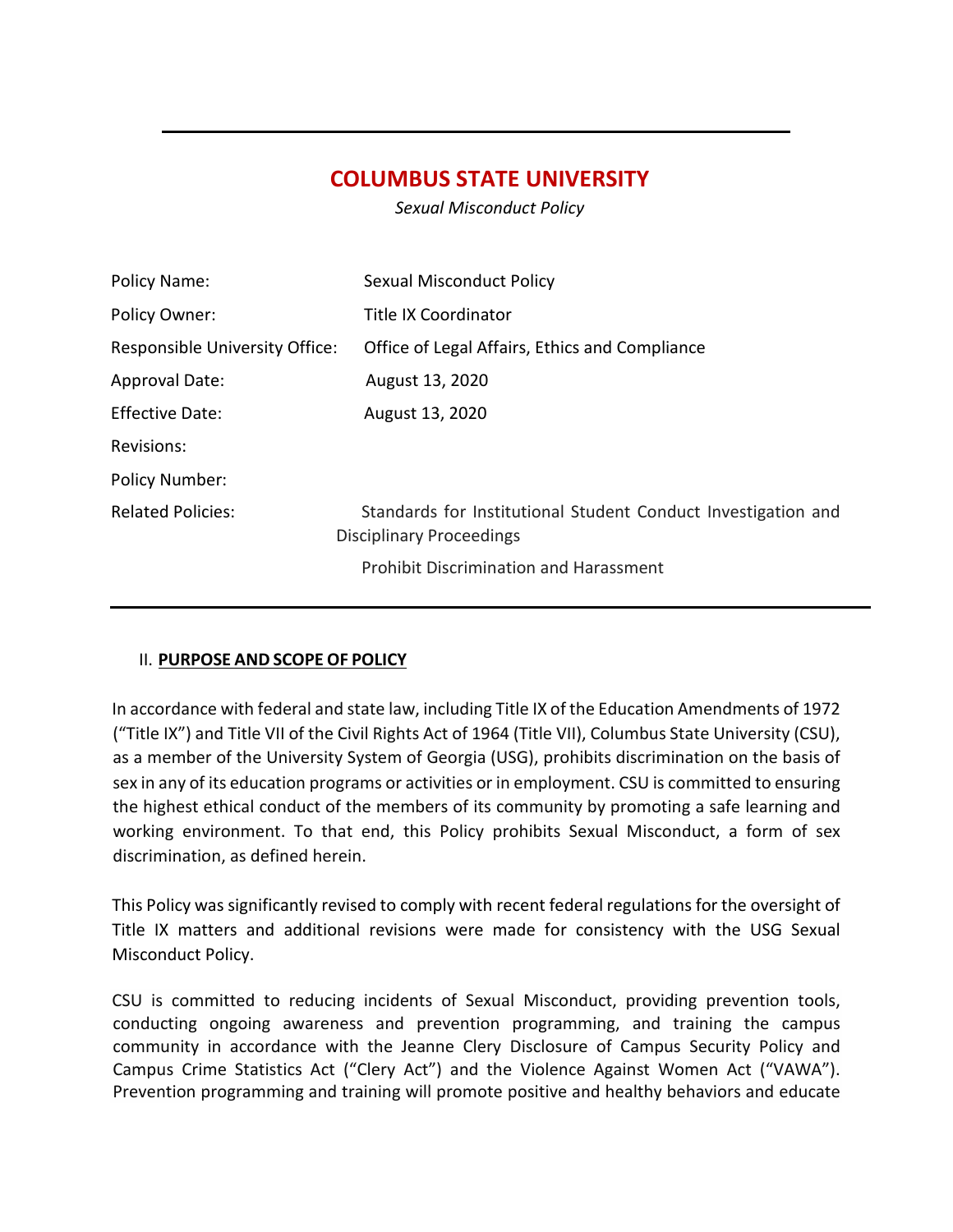# COLUMBUS STATE UNIVERSITY

*Sexual Misconduct Policy*

| | |
|---|---|
| Policy Name: | Sexual Misconduct Policy |
| Policy Owner: | Title IX Coordinator |
| Responsible University Office: | Office of Legal Affairs, Ethics and Compliance |
| Approval Date: | August 13, 2020 |
| Effective Date: | August 13, 2020 |
| Revisions: | |
| Policy Number: | |
| Related Policies: | Standards for Institutional Student Conduct Investigation and Disciplinary Proceedings<br>Prohibit Discrimination and Harassment |

## II. **PURPOSE AND SCOPE OF POLICY**

In accordance with federal and state law, including Title IX of the Education Amendments of 1972 ("Title IX") and Title VII of the Civil Rights Act of 1964 (Title VII), Columbus State University (CSU), as a member of the University System of Georgia (USG), prohibits discrimination on the basis of sex in any of its education programs or activities or in employment. CSU is committed to ensuring the highest ethical conduct of the members of its community by promoting a safe learning and working environment. To that end, this Policy prohibits Sexual Misconduct, a form of sex discrimination, as defined herein.

This Policy was significantly revised to comply with recent federal regulations for the oversight of Title IX matters and additional revisions were made for consistency with the USG Sexual Misconduct Policy.

CSU is committed to reducing incidents of Sexual Misconduct, providing prevention tools, conducting ongoing awareness and prevention programming, and training the campus community in accordance with the Jeanne Clery Disclosure of Campus Security Policy and Campus Crime Statistics Act ("Clery Act") and the Violence Against Women Act ("VAWA"). Prevention programming and training will promote positive and healthy behaviors and educate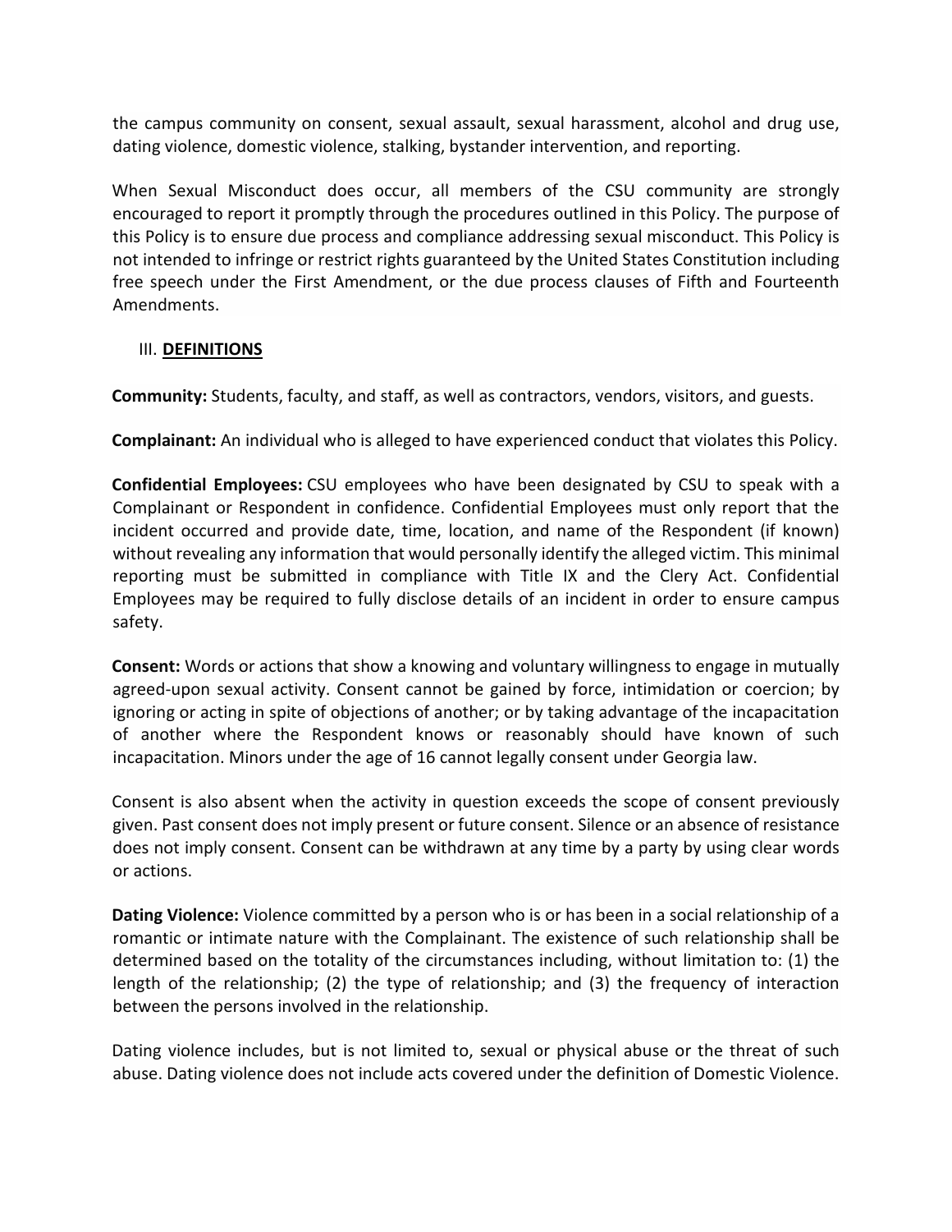the campus community on consent, sexual assault, sexual harassment, alcohol and drug use, dating violence, domestic violence, stalking, bystander intervention, and reporting.

When Sexual Misconduct does occur, all members of the CSU community are strongly encouraged to report it promptly through the procedures outlined in this Policy. The purpose of this Policy is to ensure due process and compliance addressing sexual misconduct. This Policy is not intended to infringe or restrict rights guaranteed by the United States Constitution including free speech under the First Amendment, or the due process clauses of Fifth and Fourteenth Amendments.

## III. DEFINITIONS

**Community:** Students, faculty, and staff, as well as contractors, vendors, visitors, and guests.

**Complainant:** An individual who is alleged to have experienced conduct that violates this Policy.

**Confidential Employees:** CSU employees who have been designated by CSU to speak with a Complainant or Respondent in confidence. Confidential Employees must only report that the incident occurred and provide date, time, location, and name of the Respondent (if known) without revealing any information that would personally identify the alleged victim. This minimal reporting must be submitted in compliance with Title IX and the Clery Act. Confidential Employees may be required to fully disclose details of an incident in order to ensure campus safety.

**Consent:** Words or actions that show a knowing and voluntary willingness to engage in mutually agreed-upon sexual activity. Consent cannot be gained by force, intimidation or coercion; by ignoring or acting in spite of objections of another; or by taking advantage of the incapacitation of another where the Respondent knows or reasonably should have known of such incapacitation. Minors under the age of 16 cannot legally consent under Georgia law.

Consent is also absent when the activity in question exceeds the scope of consent previously given. Past consent does not imply present or future consent. Silence or an absence of resistance does not imply consent. Consent can be withdrawn at any time by a party by using clear words or actions.

**Dating Violence:** Violence committed by a person who is or has been in a social relationship of a romantic or intimate nature with the Complainant. The existence of such relationship shall be determined based on the totality of the circumstances including, without limitation to: (1) the length of the relationship; (2) the type of relationship; and (3) the frequency of interaction between the persons involved in the relationship.

Dating violence includes, but is not limited to, sexual or physical abuse or the threat of such abuse. Dating violence does not include acts covered under the definition of Domestic Violence.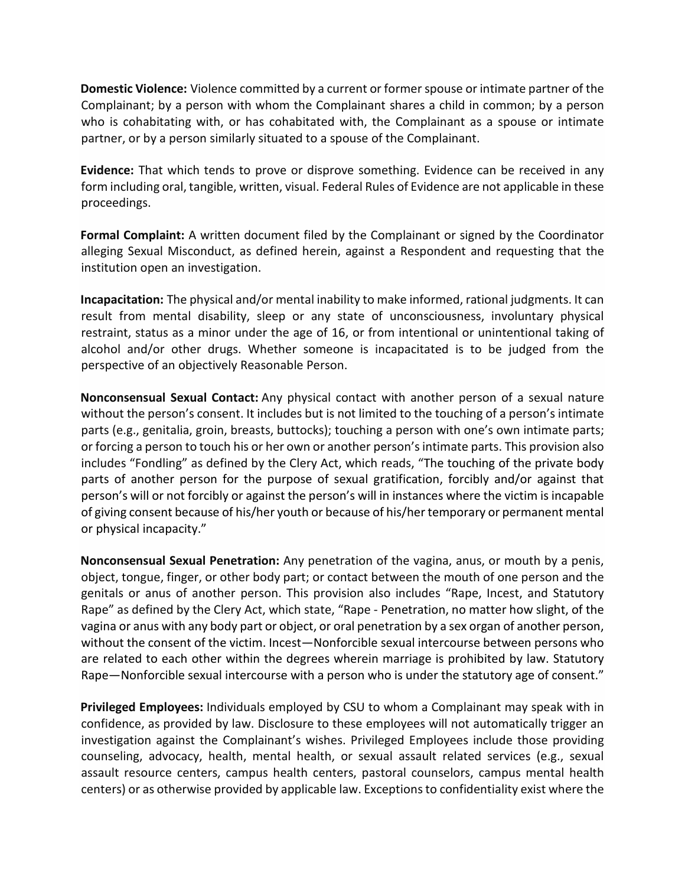**Domestic Violence:** Violence committed by a current or former spouse or intimate partner of the Complainant; by a person with whom the Complainant shares a child in common; by a person who is cohabitating with, or has cohabitated with, the Complainant as a spouse or intimate partner, or by a person similarly situated to a spouse of the Complainant.

**Evidence:** That which tends to prove or disprove something. Evidence can be received in any form including oral, tangible, written, visual. Federal Rules of Evidence are not applicable in these proceedings.

**Formal Complaint:** A written document filed by the Complainant or signed by the Coordinator alleging Sexual Misconduct, as defined herein, against a Respondent and requesting that the institution open an investigation.

**Incapacitation:** The physical and/or mental inability to make informed, rational judgments. It can result from mental disability, sleep or any state of unconsciousness, involuntary physical restraint, status as a minor under the age of 16, or from intentional or unintentional taking of alcohol and/or other drugs. Whether someone is incapacitated is to be judged from the perspective of an objectively Reasonable Person.

**Nonconsensual Sexual Contact:** Any physical contact with another person of a sexual nature without the person's consent. It includes but is not limited to the touching of a person's intimate parts (e.g., genitalia, groin, breasts, buttocks); touching a person with one's own intimate parts; or forcing a person to touch his or her own or another person's intimate parts. This provision also includes "Fondling" as defined by the Clery Act, which reads, "The touching of the private body parts of another person for the purpose of sexual gratification, forcibly and/or against that person's will or not forcibly or against the person's will in instances where the victim is incapable of giving consent because of his/her youth or because of his/her temporary or permanent mental or physical incapacity."

**Nonconsensual Sexual Penetration:** Any penetration of the vagina, anus, or mouth by a penis, object, tongue, finger, or other body part; or contact between the mouth of one person and the genitals or anus of another person. This provision also includes "Rape, Incest, and Statutory Rape" as defined by the Clery Act, which state, "Rape - Penetration, no matter how slight, of the vagina or anus with any body part or object, or oral penetration by a sex organ of another person, without the consent of the victim. Incest—Nonforcible sexual intercourse between persons who are related to each other within the degrees wherein marriage is prohibited by law. Statutory Rape—Nonforcible sexual intercourse with a person who is under the statutory age of consent."

**Privileged Employees:** Individuals employed by CSU to whom a Complainant may speak with in confidence, as provided by law. Disclosure to these employees will not automatically trigger an investigation against the Complainant's wishes. Privileged Employees include those providing counseling, advocacy, health, mental health, or sexual assault related services (e.g., sexual assault resource centers, campus health centers, pastoral counselors, campus mental health centers) or as otherwise provided by applicable law. Exceptions to confidentiality exist where the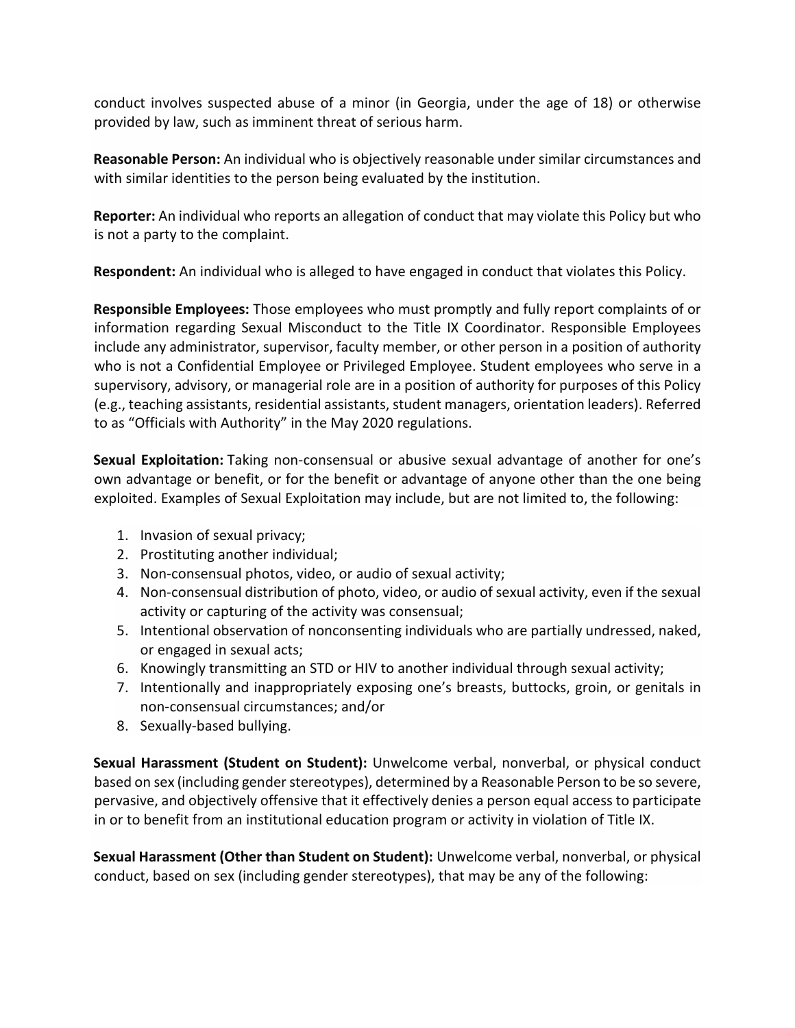conduct involves suspected abuse of a minor (in Georgia, under the age of 18) or otherwise provided by law, such as imminent threat of serious harm.

**Reasonable Person:** An individual who is objectively reasonable under similar circumstances and with similar identities to the person being evaluated by the institution.

**Reporter:** An individual who reports an allegation of conduct that may violate this Policy but who is not a party to the complaint.

**Respondent:** An individual who is alleged to have engaged in conduct that violates this Policy.

**Responsible Employees:** Those employees who must promptly and fully report complaints of or information regarding Sexual Misconduct to the Title IX Coordinator. Responsible Employees include any administrator, supervisor, faculty member, or other person in a position of authority who is not a Confidential Employee or Privileged Employee. Student employees who serve in a supervisory, advisory, or managerial role are in a position of authority for purposes of this Policy (e.g., teaching assistants, residential assistants, student managers, orientation leaders). Referred to as "Officials with Authority" in the May 2020 regulations.

**Sexual Exploitation:** Taking non-consensual or abusive sexual advantage of another for one's own advantage or benefit, or for the benefit or advantage of anyone other than the one being exploited. Examples of Sexual Exploitation may include, but are not limited to, the following:

1. Invasion of sexual privacy;
2. Prostituting another individual;
3. Non-consensual photos, video, or audio of sexual activity;
4. Non-consensual distribution of photo, video, or audio of sexual activity, even if the sexual activity or capturing of the activity was consensual;
5. Intentional observation of nonconsenting individuals who are partially undressed, naked, or engaged in sexual acts;
6. Knowingly transmitting an STD or HIV to another individual through sexual activity;
7. Intentionally and inappropriately exposing one's breasts, buttocks, groin, or genitals in non-consensual circumstances; and/or
8. Sexually-based bullying.

**Sexual Harassment (Student on Student):** Unwelcome verbal, nonverbal, or physical conduct based on sex (including gender stereotypes), determined by a Reasonable Person to be so severe, pervasive, and objectively offensive that it effectively denies a person equal access to participate in or to benefit from an institutional education program or activity in violation of Title IX.

**Sexual Harassment (Other than Student on Student):** Unwelcome verbal, nonverbal, or physical conduct, based on sex (including gender stereotypes), that may be any of the following: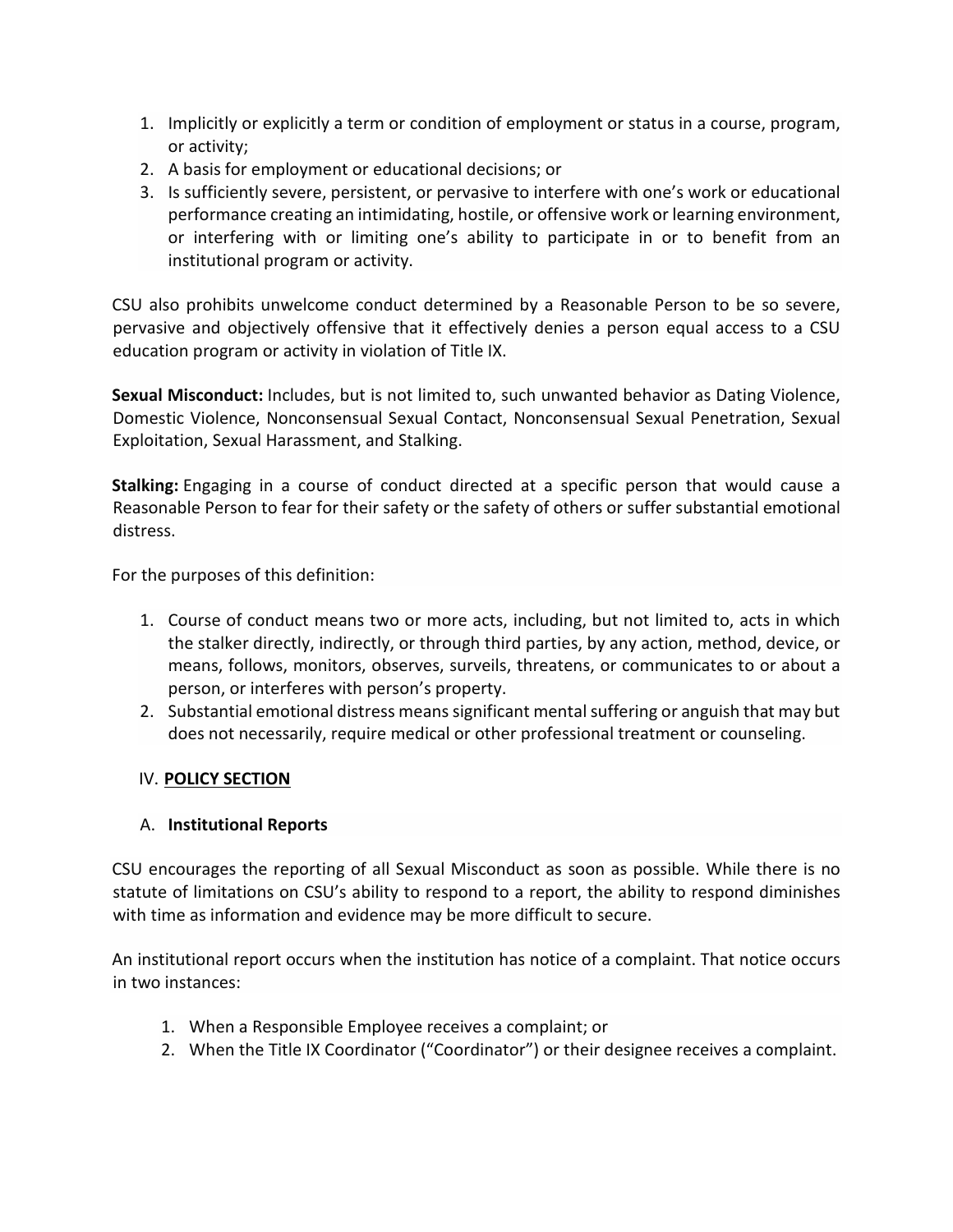1. Implicitly or explicitly a term or condition of employment or status in a course, program, or activity;
2. A basis for employment or educational decisions; or
3. Is sufficiently severe, persistent, or pervasive to interfere with one's work or educational performance creating an intimidating, hostile, or offensive work or learning environment, or interfering with or limiting one's ability to participate in or to benefit from an institutional program or activity.

CSU also prohibits unwelcome conduct determined by a Reasonable Person to be so severe, pervasive and objectively offensive that it effectively denies a person equal access to a CSU education program or activity in violation of Title IX.

**Sexual Misconduct:** Includes, but is not limited to, such unwanted behavior as Dating Violence, Domestic Violence, Nonconsensual Sexual Contact, Nonconsensual Sexual Penetration, Sexual Exploitation, Sexual Harassment, and Stalking.

**Stalking:** Engaging in a course of conduct directed at a specific person that would cause a Reasonable Person to fear for their safety or the safety of others or suffer substantial emotional distress.

For the purposes of this definition:

1. Course of conduct means two or more acts, including, but not limited to, acts in which the stalker directly, indirectly, or through third parties, by any action, method, device, or means, follows, monitors, observes, surveils, threatens, or communicates to or about a person, or interferes with person's property.
2. Substantial emotional distress means significant mental suffering or anguish that may but does not necessarily, require medical or other professional treatment or counseling.

## IV. <u>POLICY SECTION</u>

### A. Institutional Reports

CSU encourages the reporting of all Sexual Misconduct as soon as possible. While there is no statute of limitations on CSU's ability to respond to a report, the ability to respond diminishes with time as information and evidence may be more difficult to secure.

An institutional report occurs when the institution has notice of a complaint. That notice occurs in two instances:

1. When a Responsible Employee receives a complaint; or
2. When the Title IX Coordinator ("Coordinator") or their designee receives a complaint.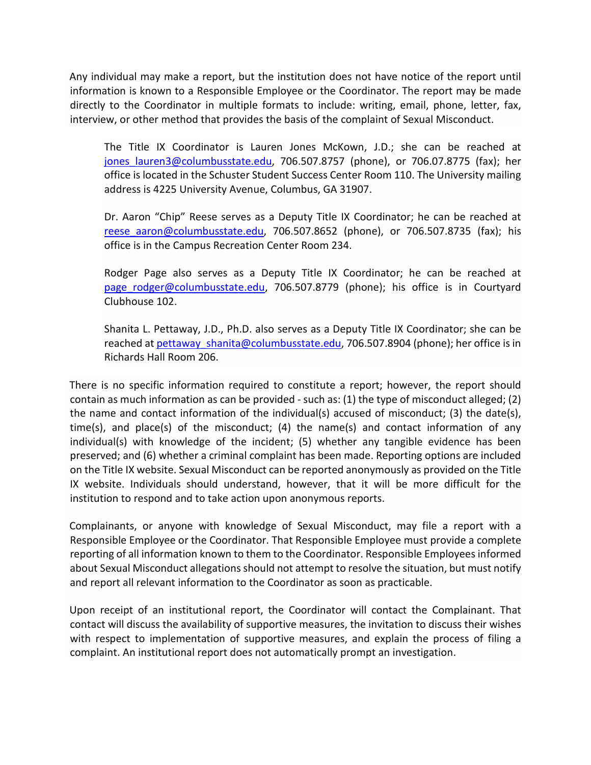Any individual may make a report, but the institution does not have notice of the report until information is known to a Responsible Employee or the Coordinator. The report may be made directly to the Coordinator in multiple formats to include: writing, email, phone, letter, fax, interview, or other method that provides the basis of the complaint of Sexual Misconduct.

> The Title IX Coordinator is Lauren Jones McKown, J.D.; she can be reached at jones_lauren3@columbusstate.edu, 706.507.8757 (phone), or 706.07.8775 (fax); her office is located in the Schuster Student Success Center Room 110. The University mailing address is 4225 University Avenue, Columbus, GA 31907.
>
> Dr. Aaron "Chip" Reese serves as a Deputy Title IX Coordinator; he can be reached at reese_aaron@columbusstate.edu, 706.507.8652 (phone), or 706.507.8735 (fax); his office is in the Campus Recreation Center Room 234.
>
> Rodger Page also serves as a Deputy Title IX Coordinator; he can be reached at page_rodger@columbusstate.edu, 706.507.8779 (phone); his office is in Courtyard Clubhouse 102.
>
> Shanita L. Pettaway, J.D., Ph.D. also serves as a Deputy Title IX Coordinator; she can be reached at pettaway_shanita@columbusstate.edu, 706.507.8904 (phone); her office is in Richards Hall Room 206.

There is no specific information required to constitute a report; however, the report should contain as much information as can be provided - such as: (1) the type of misconduct alleged; (2) the name and contact information of the individual(s) accused of misconduct; (3) the date(s), time(s), and place(s) of the misconduct; (4) the name(s) and contact information of any individual(s) with knowledge of the incident; (5) whether any tangible evidence has been preserved; and (6) whether a criminal complaint has been made. Reporting options are included on the Title IX website. Sexual Misconduct can be reported anonymously as provided on the Title IX website. Individuals should understand, however, that it will be more difficult for the institution to respond and to take action upon anonymous reports.

Complainants, or anyone with knowledge of Sexual Misconduct, may file a report with a Responsible Employee or the Coordinator. That Responsible Employee must provide a complete reporting of all information known to them to the Coordinator. Responsible Employees informed about Sexual Misconduct allegations should not attempt to resolve the situation, but must notify and report all relevant information to the Coordinator as soon as practicable.

Upon receipt of an institutional report, the Coordinator will contact the Complainant. That contact will discuss the availability of supportive measures, the invitation to discuss their wishes with respect to implementation of supportive measures, and explain the process of filing a complaint. An institutional report does not automatically prompt an investigation.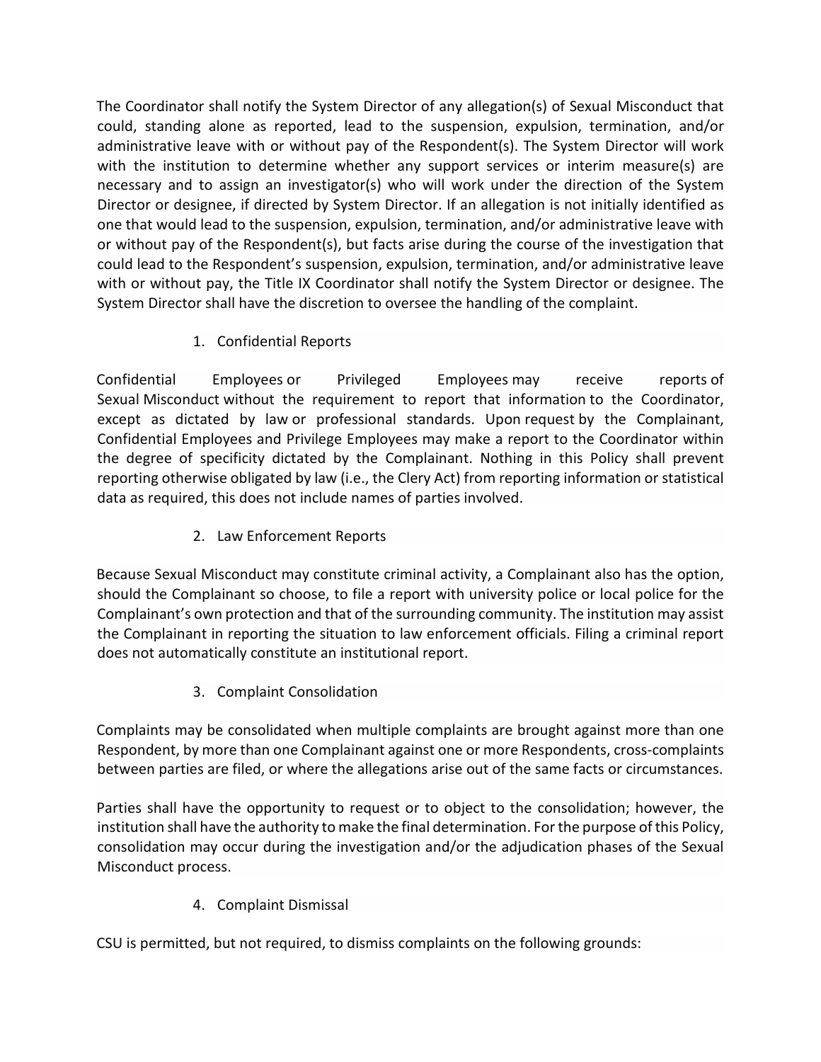The Coordinator shall notify the System Director of any allegation(s) of Sexual Misconduct that could, standing alone as reported, lead to the suspension, expulsion, termination, and/or administrative leave with or without pay of the Respondent(s). The System Director will work with the institution to determine whether any support services or interim measure(s) are necessary and to assign an investigator(s) who will work under the direction of the System Director or designee, if directed by System Director. If an allegation is not initially identified as one that would lead to the suspension, expulsion, termination, and/or administrative leave with or without pay of the Respondent(s), but facts arise during the course of the investigation that could lead to the Respondent's suspension, expulsion, termination, and/or administrative leave with or without pay, the Title IX Coordinator shall notify the System Director or designee. The System Director shall have the discretion to oversee the handling of the complaint.

1. Confidential Reports

Confidential Employees or Privileged Employees may receive reports of Sexual Misconduct without the requirement to report that information to the Coordinator, except as dictated by law or professional standards. Upon request by the Complainant, Confidential Employees and Privilege Employees may make a report to the Coordinator within the degree of specificity dictated by the Complainant. Nothing in this Policy shall prevent reporting otherwise obligated by law (i.e., the Clery Act) from reporting information or statistical data as required, this does not include names of parties involved.

2. Law Enforcement Reports

Because Sexual Misconduct may constitute criminal activity, a Complainant also has the option, should the Complainant so choose, to file a report with university police or local police for the Complainant's own protection and that of the surrounding community. The institution may assist the Complainant in reporting the situation to law enforcement officials. Filing a criminal report does not automatically constitute an institutional report.

3. Complaint Consolidation

Complaints may be consolidated when multiple complaints are brought against more than one Respondent, by more than one Complainant against one or more Respondents, cross-complaints between parties are filed, or where the allegations arise out of the same facts or circumstances.

Parties shall have the opportunity to request or to object to the consolidation; however, the institution shall have the authority to make the final determination. For the purpose of this Policy, consolidation may occur during the investigation and/or the adjudication phases of the Sexual Misconduct process.

4. Complaint Dismissal

CSU is permitted, but not required, to dismiss complaints on the following grounds: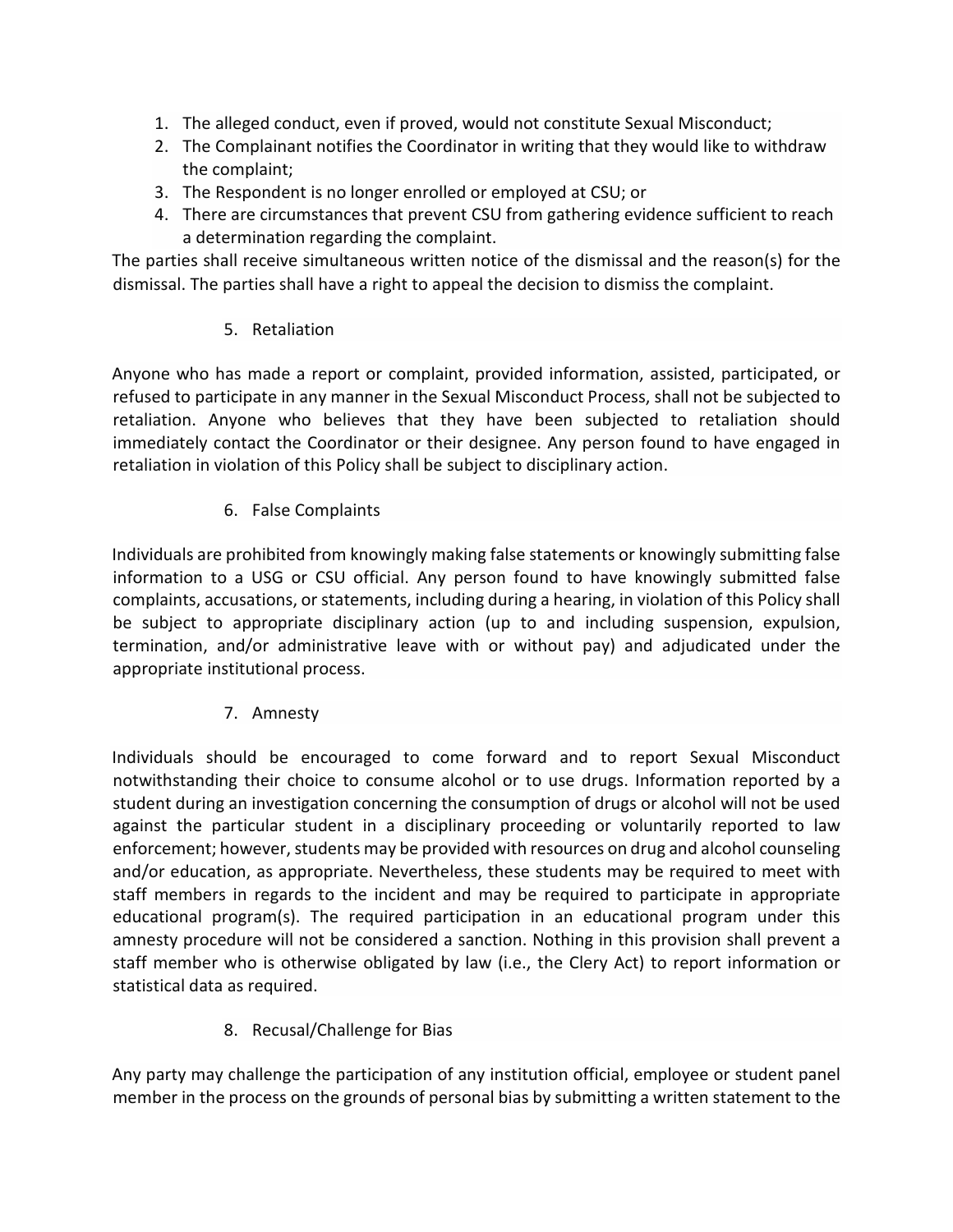1. The alleged conduct, even if proved, would not constitute Sexual Misconduct;
2. The Complainant notifies the Coordinator in writing that they would like to withdraw the complaint;
3. The Respondent is no longer enrolled or employed at CSU; or
4. There are circumstances that prevent CSU from gathering evidence sufficient to reach a determination regarding the complaint.

The parties shall receive simultaneous written notice of the dismissal and the reason(s) for the dismissal. The parties shall have a right to appeal the decision to dismiss the complaint.

5. Retaliation

Anyone who has made a report or complaint, provided information, assisted, participated, or refused to participate in any manner in the Sexual Misconduct Process, shall not be subjected to retaliation. Anyone who believes that they have been subjected to retaliation should immediately contact the Coordinator or their designee. Any person found to have engaged in retaliation in violation of this Policy shall be subject to disciplinary action.

6. False Complaints

Individuals are prohibited from knowingly making false statements or knowingly submitting false information to a USG or CSU official. Any person found to have knowingly submitted false complaints, accusations, or statements, including during a hearing, in violation of this Policy shall be subject to appropriate disciplinary action (up to and including suspension, expulsion, termination, and/or administrative leave with or without pay) and adjudicated under the appropriate institutional process.

7. Amnesty

Individuals should be encouraged to come forward and to report Sexual Misconduct notwithstanding their choice to consume alcohol or to use drugs. Information reported by a student during an investigation concerning the consumption of drugs or alcohol will not be used against the particular student in a disciplinary proceeding or voluntarily reported to law enforcement; however, students may be provided with resources on drug and alcohol counseling and/or education, as appropriate. Nevertheless, these students may be required to meet with staff members in regards to the incident and may be required to participate in appropriate educational program(s). The required participation in an educational program under this amnesty procedure will not be considered a sanction. Nothing in this provision shall prevent a staff member who is otherwise obligated by law (i.e., the Clery Act) to report information or statistical data as required.

8. Recusal/Challenge for Bias

Any party may challenge the participation of any institution official, employee or student panel member in the process on the grounds of personal bias by submitting a written statement to the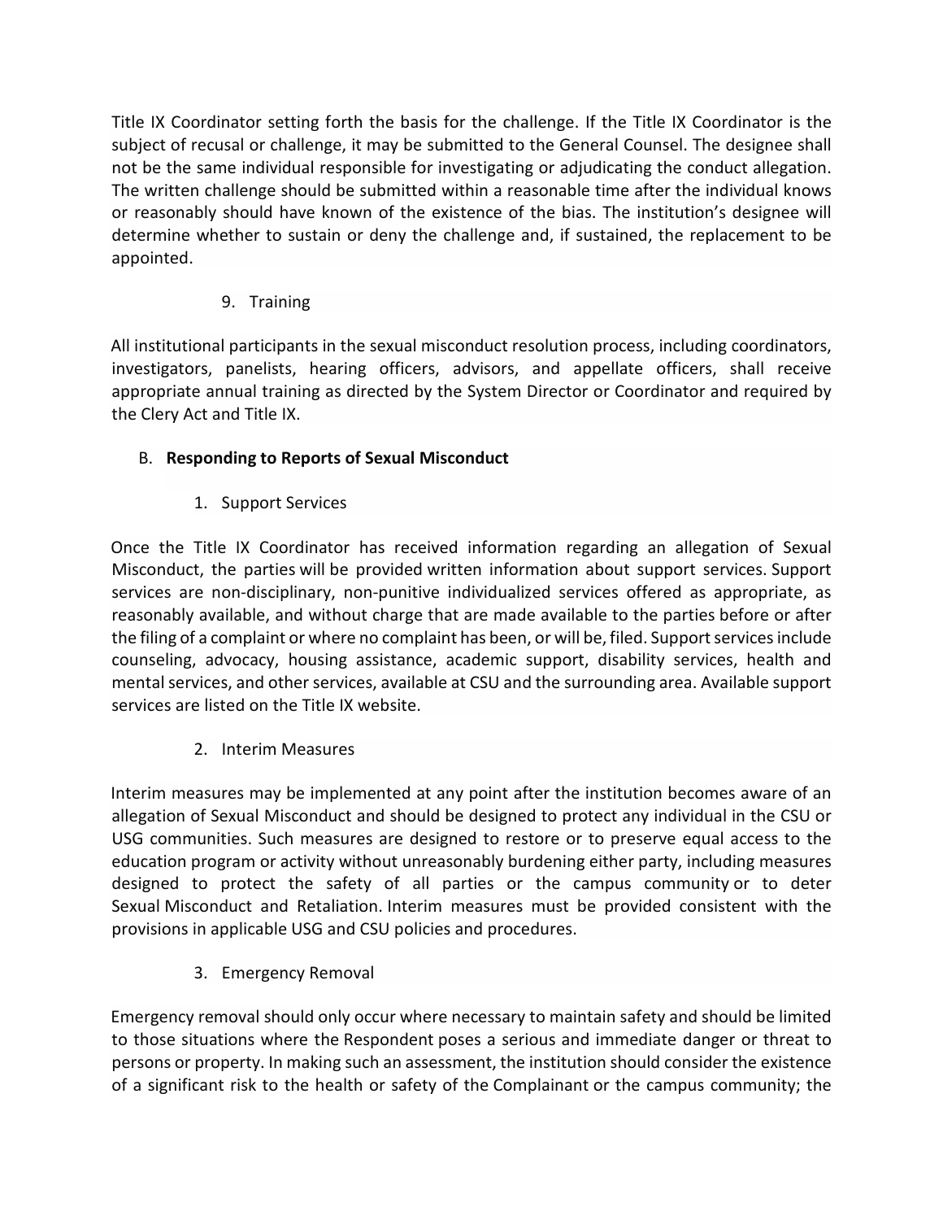Title IX Coordinator setting forth the basis for the challenge. If the Title IX Coordinator is the subject of recusal or challenge, it may be submitted to the General Counsel. The designee shall not be the same individual responsible for investigating or adjudicating the conduct allegation. The written challenge should be submitted within a reasonable time after the individual knows or reasonably should have known of the existence of the bias. The institution's designee will determine whether to sustain or deny the challenge and, if sustained, the replacement to be appointed.

9. Training

All institutional participants in the sexual misconduct resolution process, including coordinators, investigators, panelists, hearing officers, advisors, and appellate officers, shall receive appropriate annual training as directed by the System Director or Coordinator and required by the Clery Act and Title IX.

B. **Responding to Reports of Sexual Misconduct**

1. Support Services

Once the Title IX Coordinator has received information regarding an allegation of Sexual Misconduct, the parties will be provided written information about support services. Support services are non-disciplinary, non-punitive individualized services offered as appropriate, as reasonably available, and without charge that are made available to the parties before or after the filing of a complaint or where no complaint has been, or will be, filed. Support services include counseling, advocacy, housing assistance, academic support, disability services, health and mental services, and other services, available at CSU and the surrounding area. Available support services are listed on the Title IX website.

2. Interim Measures

Interim measures may be implemented at any point after the institution becomes aware of an allegation of Sexual Misconduct and should be designed to protect any individual in the CSU or USG communities. Such measures are designed to restore or to preserve equal access to the education program or activity without unreasonably burdening either party, including measures designed to protect the safety of all parties or the campus community or to deter Sexual Misconduct and Retaliation. Interim measures must be provided consistent with the provisions in applicable USG and CSU policies and procedures.

3. Emergency Removal

Emergency removal should only occur where necessary to maintain safety and should be limited to those situations where the Respondent poses a serious and immediate danger or threat to persons or property. In making such an assessment, the institution should consider the existence of a significant risk to the health or safety of the Complainant or the campus community; the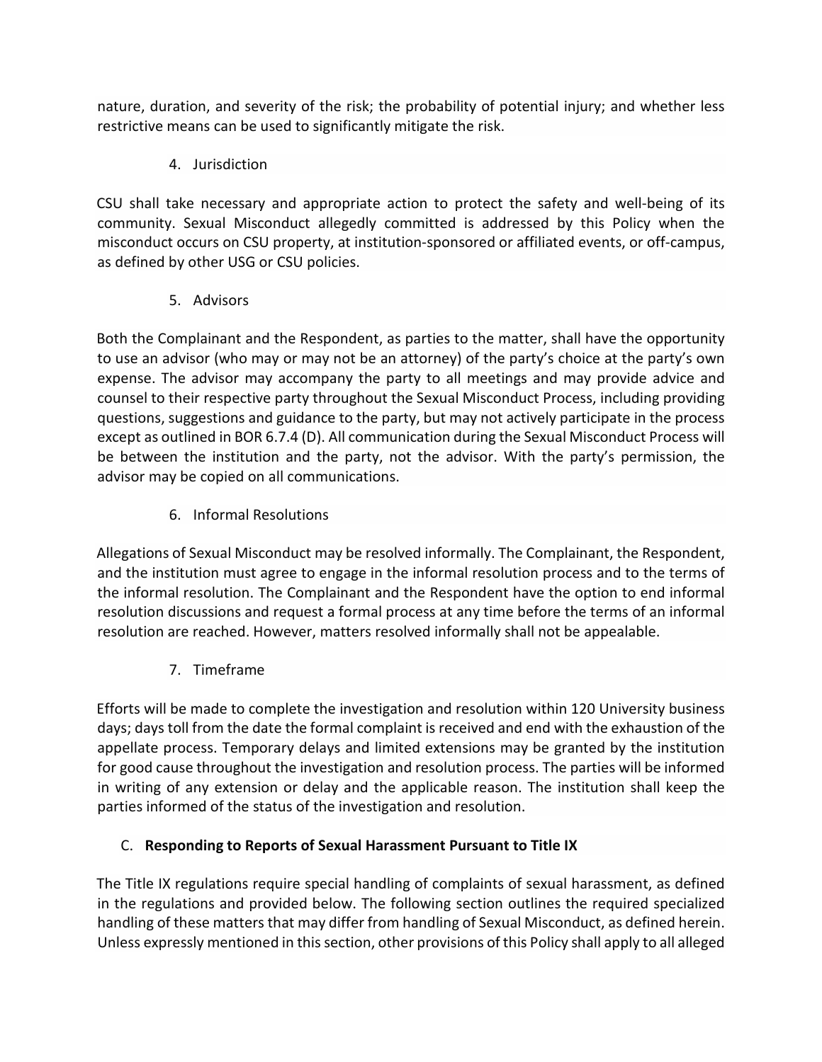nature, duration, and severity of the risk; the probability of potential injury; and whether less restrictive means can be used to significantly mitigate the risk.

4. Jurisdiction

CSU shall take necessary and appropriate action to protect the safety and well-being of its community. Sexual Misconduct allegedly committed is addressed by this Policy when the misconduct occurs on CSU property, at institution-sponsored or affiliated events, or off-campus, as defined by other USG or CSU policies.

5. Advisors

Both the Complainant and the Respondent, as parties to the matter, shall have the opportunity to use an advisor (who may or may not be an attorney) of the party's choice at the party's own expense. The advisor may accompany the party to all meetings and may provide advice and counsel to their respective party throughout the Sexual Misconduct Process, including providing questions, suggestions and guidance to the party, but may not actively participate in the process except as outlined in BOR 6.7.4 (D). All communication during the Sexual Misconduct Process will be between the institution and the party, not the advisor. With the party's permission, the advisor may be copied on all communications.

6. Informal Resolutions

Allegations of Sexual Misconduct may be resolved informally. The Complainant, the Respondent, and the institution must agree to engage in the informal resolution process and to the terms of the informal resolution. The Complainant and the Respondent have the option to end informal resolution discussions and request a formal process at any time before the terms of an informal resolution are reached. However, matters resolved informally shall not be appealable.

7. Timeframe

Efforts will be made to complete the investigation and resolution within 120 University business days; days toll from the date the formal complaint is received and end with the exhaustion of the appellate process. Temporary delays and limited extensions may be granted by the institution for good cause throughout the investigation and resolution process. The parties will be informed in writing of any extension or delay and the applicable reason. The institution shall keep the parties informed of the status of the investigation and resolution.

C. **Responding to Reports of Sexual Harassment Pursuant to Title IX**

The Title IX regulations require special handling of complaints of sexual harassment, as defined in the regulations and provided below. The following section outlines the required specialized handling of these matters that may differ from handling of Sexual Misconduct, as defined herein. Unless expressly mentioned in this section, other provisions of this Policy shall apply to all alleged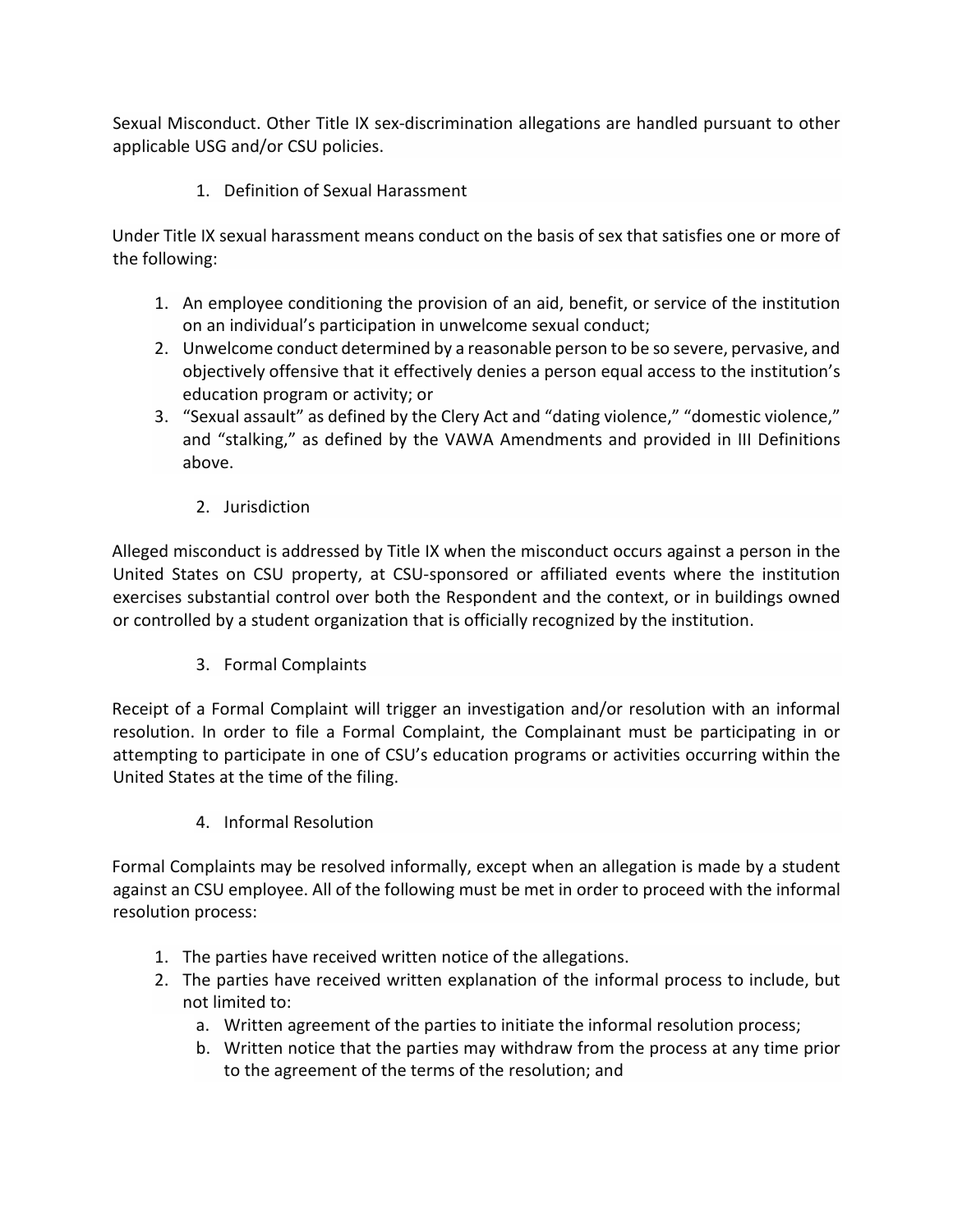Sexual Misconduct. Other Title IX sex-discrimination allegations are handled pursuant to other applicable USG and/or CSU policies.

1. Definition of Sexual Harassment

Under Title IX sexual harassment means conduct on the basis of sex that satisfies one or more of the following:

1. An employee conditioning the provision of an aid, benefit, or service of the institution on an individual's participation in unwelcome sexual conduct;
2. Unwelcome conduct determined by a reasonable person to be so severe, pervasive, and objectively offensive that it effectively denies a person equal access to the institution's education program or activity; or
3. "Sexual assault" as defined by the Clery Act and "dating violence," "domestic violence," and "stalking," as defined by the VAWA Amendments and provided in III Definitions above.

2. Jurisdiction

Alleged misconduct is addressed by Title IX when the misconduct occurs against a person in the United States on CSU property, at CSU-sponsored or affiliated events where the institution exercises substantial control over both the Respondent and the context, or in buildings owned or controlled by a student organization that is officially recognized by the institution.

3. Formal Complaints

Receipt of a Formal Complaint will trigger an investigation and/or resolution with an informal resolution. In order to file a Formal Complaint, the Complainant must be participating in or attempting to participate in one of CSU's education programs or activities occurring within the United States at the time of the filing.

4. Informal Resolution

Formal Complaints may be resolved informally, except when an allegation is made by a student against an CSU employee. All of the following must be met in order to proceed with the informal resolution process:

1. The parties have received written notice of the allegations.
2. The parties have received written explanation of the informal process to include, but not limited to:
   a. Written agreement of the parties to initiate the informal resolution process;
   b. Written notice that the parties may withdraw from the process at any time prior to the agreement of the terms of the resolution; and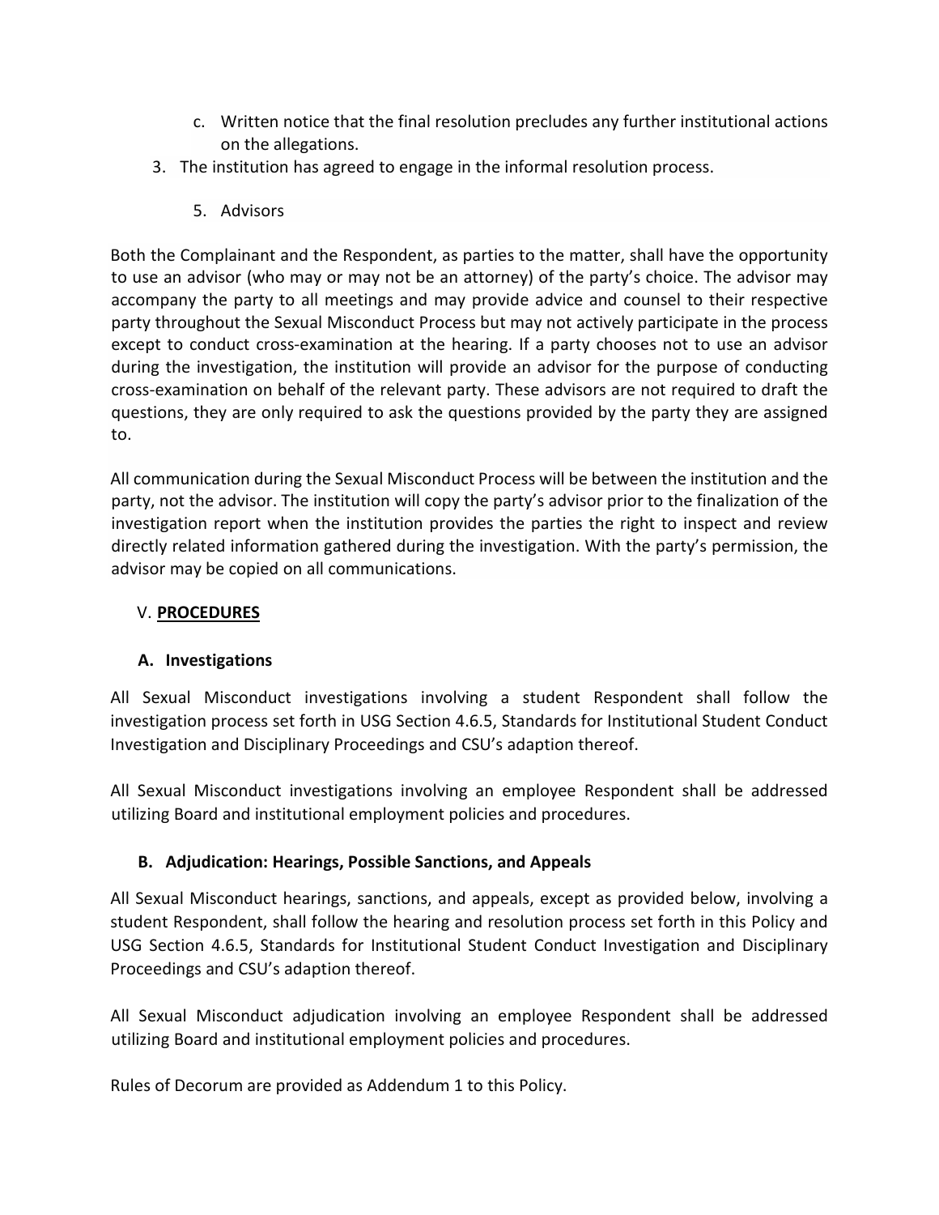c. Written notice that the final resolution precludes any further institutional actions on the allegations.

3. The institution has agreed to engage in the informal resolution process.

   5. Advisors

Both the Complainant and the Respondent, as parties to the matter, shall have the opportunity to use an advisor (who may or may not be an attorney) of the party's choice. The advisor may accompany the party to all meetings and may provide advice and counsel to their respective party throughout the Sexual Misconduct Process but may not actively participate in the process except to conduct cross-examination at the hearing. If a party chooses not to use an advisor during the investigation, the institution will provide an advisor for the purpose of conducting cross-examination on behalf of the relevant party. These advisors are not required to draft the questions, they are only required to ask the questions provided by the party they are assigned to.

All communication during the Sexual Misconduct Process will be between the institution and the party, not the advisor. The institution will copy the party's advisor prior to the finalization of the investigation report when the institution provides the parties the right to inspect and review directly related information gathered during the investigation. With the party's permission, the advisor may be copied on all communications.

## V. **PROCEDURES**

### A. Investigations

All Sexual Misconduct investigations involving a student Respondent shall follow the investigation process set forth in USG Section 4.6.5, Standards for Institutional Student Conduct Investigation and Disciplinary Proceedings and CSU's adaption thereof.

All Sexual Misconduct investigations involving an employee Respondent shall be addressed utilizing Board and institutional employment policies and procedures.

### B. Adjudication: Hearings, Possible Sanctions, and Appeals

All Sexual Misconduct hearings, sanctions, and appeals, except as provided below, involving a student Respondent, shall follow the hearing and resolution process set forth in this Policy and USG Section 4.6.5, Standards for Institutional Student Conduct Investigation and Disciplinary Proceedings and CSU's adaption thereof.

All Sexual Misconduct adjudication involving an employee Respondent shall be addressed utilizing Board and institutional employment policies and procedures.

Rules of Decorum are provided as Addendum 1 to this Policy.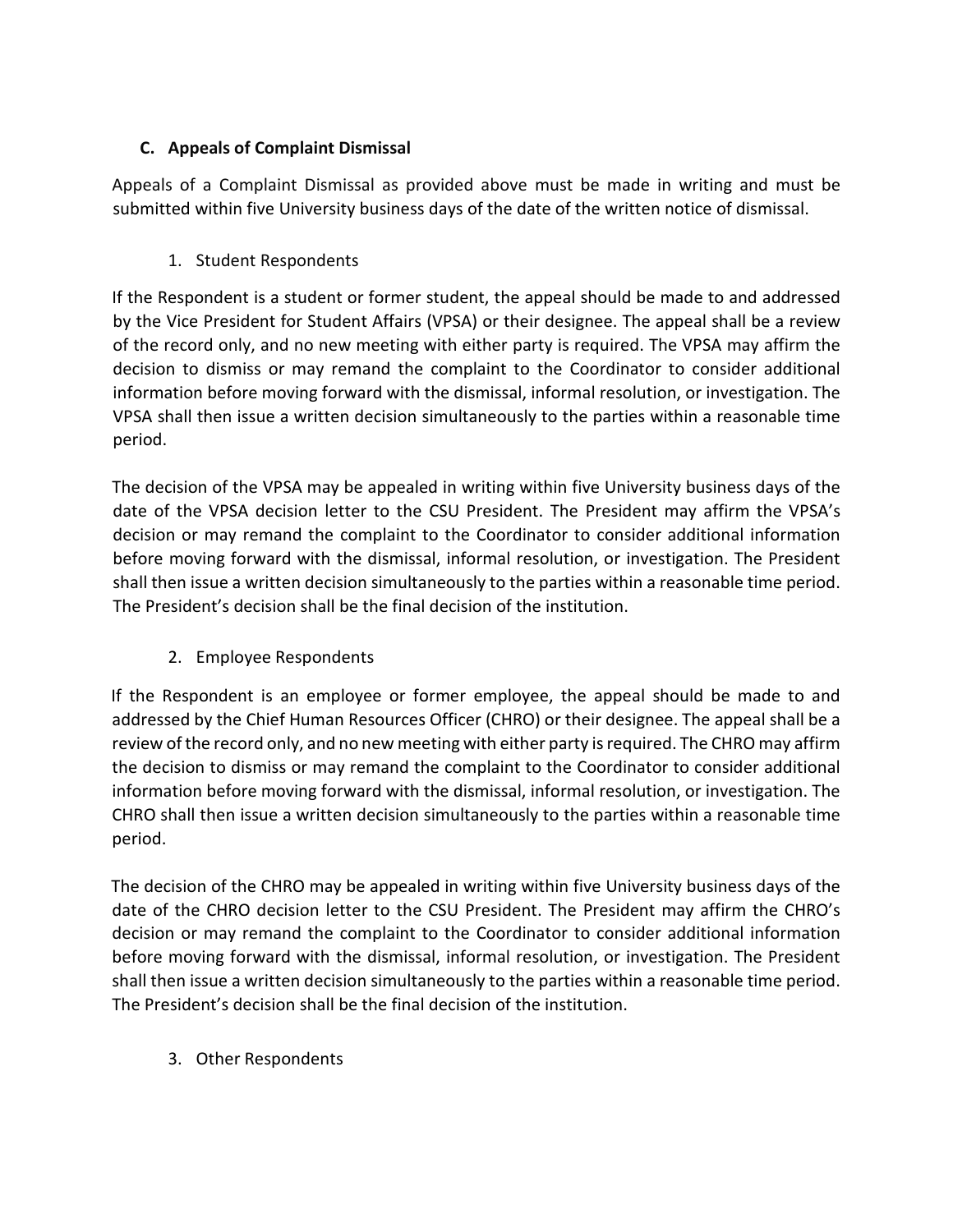### C. Appeals of Complaint Dismissal

Appeals of a Complaint Dismissal as provided above must be made in writing and must be submitted within five University business days of the date of the written notice of dismissal.

#### 1. Student Respondents

If the Respondent is a student or former student, the appeal should be made to and addressed by the Vice President for Student Affairs (VPSA) or their designee. The appeal shall be a review of the record only, and no new meeting with either party is required. The VPSA may affirm the decision to dismiss or may remand the complaint to the Coordinator to consider additional information before moving forward with the dismissal, informal resolution, or investigation. The VPSA shall then issue a written decision simultaneously to the parties within a reasonable time period.

The decision of the VPSA may be appealed in writing within five University business days of the date of the VPSA decision letter to the CSU President. The President may affirm the VPSA's decision or may remand the complaint to the Coordinator to consider additional information before moving forward with the dismissal, informal resolution, or investigation. The President shall then issue a written decision simultaneously to the parties within a reasonable time period. The President's decision shall be the final decision of the institution.

#### 2. Employee Respondents

If the Respondent is an employee or former employee, the appeal should be made to and addressed by the Chief Human Resources Officer (CHRO) or their designee. The appeal shall be a review of the record only, and no new meeting with either party is required. The CHRO may affirm the decision to dismiss or may remand the complaint to the Coordinator to consider additional information before moving forward with the dismissal, informal resolution, or investigation. The CHRO shall then issue a written decision simultaneously to the parties within a reasonable time period.

The decision of the CHRO may be appealed in writing within five University business days of the date of the CHRO decision letter to the CSU President. The President may affirm the CHRO's decision or may remand the complaint to the Coordinator to consider additional information before moving forward with the dismissal, informal resolution, or investigation. The President shall then issue a written decision simultaneously to the parties within a reasonable time period. The President's decision shall be the final decision of the institution.

#### 3. Other Respondents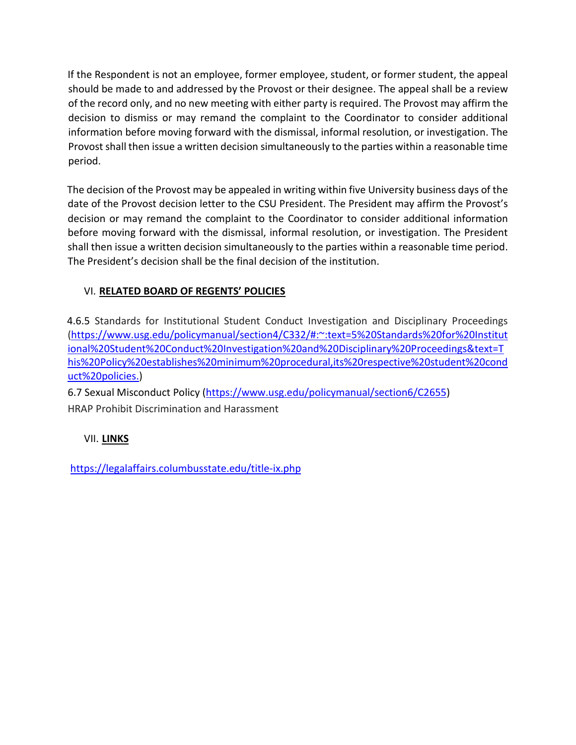If the Respondent is not an employee, former employee, student, or former student, the appeal should be made to and addressed by the Provost or their designee. The appeal shall be a review of the record only, and no new meeting with either party is required. The Provost may affirm the decision to dismiss or may remand the complaint to the Coordinator to consider additional information before moving forward with the dismissal, informal resolution, or investigation. The Provost shall then issue a written decision simultaneously to the parties within a reasonable time period.

The decision of the Provost may be appealed in writing within five University business days of the date of the Provost decision letter to the CSU President. The President may affirm the Provost's decision or may remand the complaint to the Coordinator to consider additional information before moving forward with the dismissal, informal resolution, or investigation. The President shall then issue a written decision simultaneously to the parties within a reasonable time period. The President's decision shall be the final decision of the institution.

## VI. **RELATED BOARD OF REGENTS' POLICIES**

4.6.5 Standards for Institutional Student Conduct Investigation and Disciplinary Proceedings (https://www.usg.edu/policymanual/section4/C332/#:~:text=5%20Standards%20for%20Institutional%20Student%20Conduct%20Investigation%20and%20Disciplinary%20Proceedings&text=This%20Policy%20establishes%20minimum%20procedural,its%20respective%20student%20conduct%20policies.)

6.7 Sexual Misconduct Policy (https://www.usg.edu/policymanual/section6/C2655)

HRAP Prohibit Discrimination and Harassment

## VII. **LINKS**

https://legalaffairs.columbusstate.edu/title-ix.php